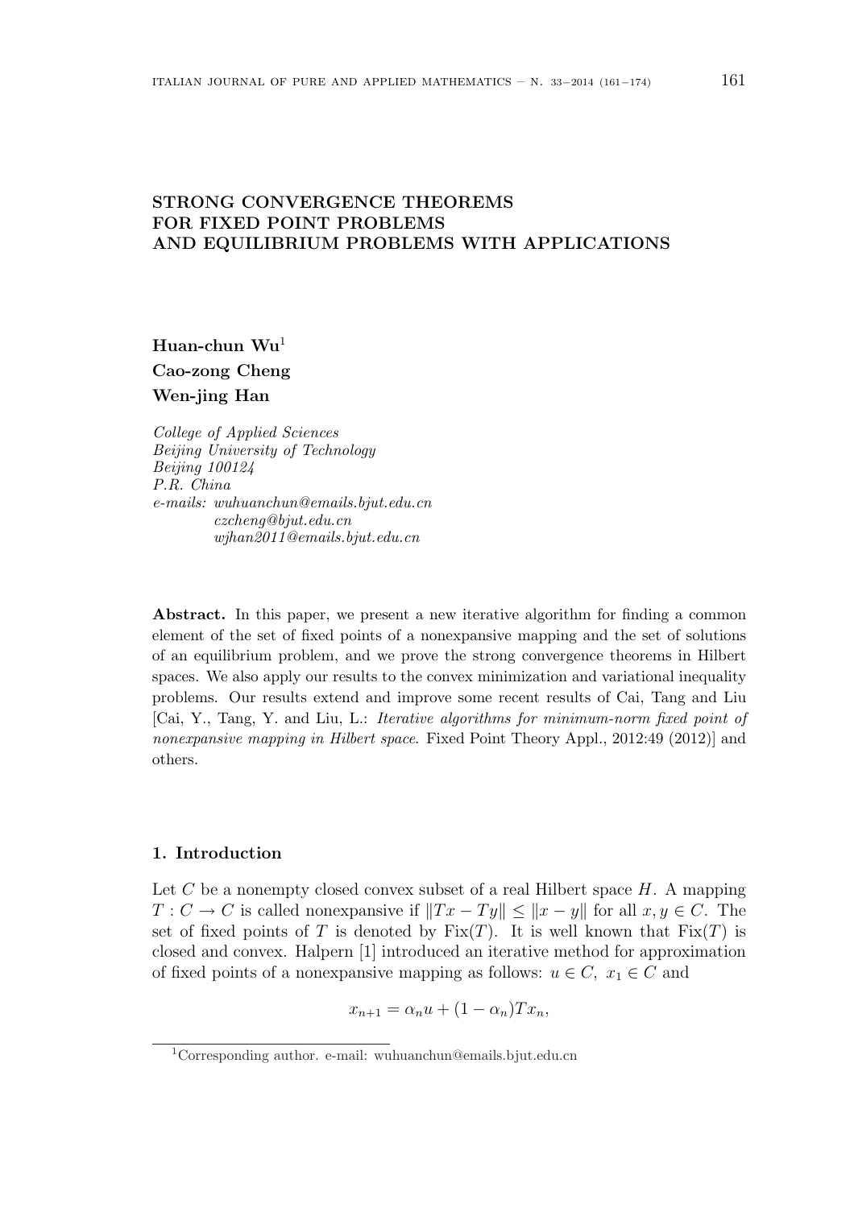# STRONG CONVERGENCE THEOREMS FOR FIXED POINT PROBLEMS AND EQUILIBRIUM PROBLEMS WITH APPLICATIONS

**Huan-chun Wu**[1]
**Cao-zong Cheng**
**Wen-jing Han**

*College of Applied Sciences*
*Beijing University of Technology*
*Beijing 100124*
*P.R. China*
*e-mails: wuhuanchun@emails.bjut.edu.cn*
*czcheng@bjut.edu.cn*
*wjhan2011@emails.bjut.edu.cn*

**Abstract.** In this paper, we present a new iterative algorithm for finding a common element of the set of fixed points of a nonexpansive mapping and the set of solutions of an equilibrium problem, and we prove the strong convergence theorems in Hilbert spaces. We also apply our results to the convex minimization and variational inequality problems. Our results extend and improve some recent results of Cai, Tang and Liu [Cai, Y., Tang, Y. and Liu, L.: *Iterative algorithms for minimum-norm fixed point of nonexpansive mapping in Hilbert space*. Fixed Point Theory Appl., 2012:49 (2012)] and others.

## 1. Introduction

Let $C$ be a nonempty closed convex subset of a real Hilbert space $H$. A mapping $T : C \to C$ is called nonexpansive if $\|Tx - Ty\| \leq \|x - y\|$ for all $x, y \in C$. The set of fixed points of $T$ is denoted by $\mathrm{Fix}(T)$. It is well known that $\mathrm{Fix}(T)$ is closed and convex. Halpern [1] introduced an iterative method for approximation of fixed points of a nonexpansive mapping as follows: $u \in C,\ x_1 \in C$ and

$$x_{n+1} = \alpha_n u + (1 - \alpha_n)Tx_n,$$

[1] Corresponding author. e-mail: wuhuanchun@emails.bjut.edu.cn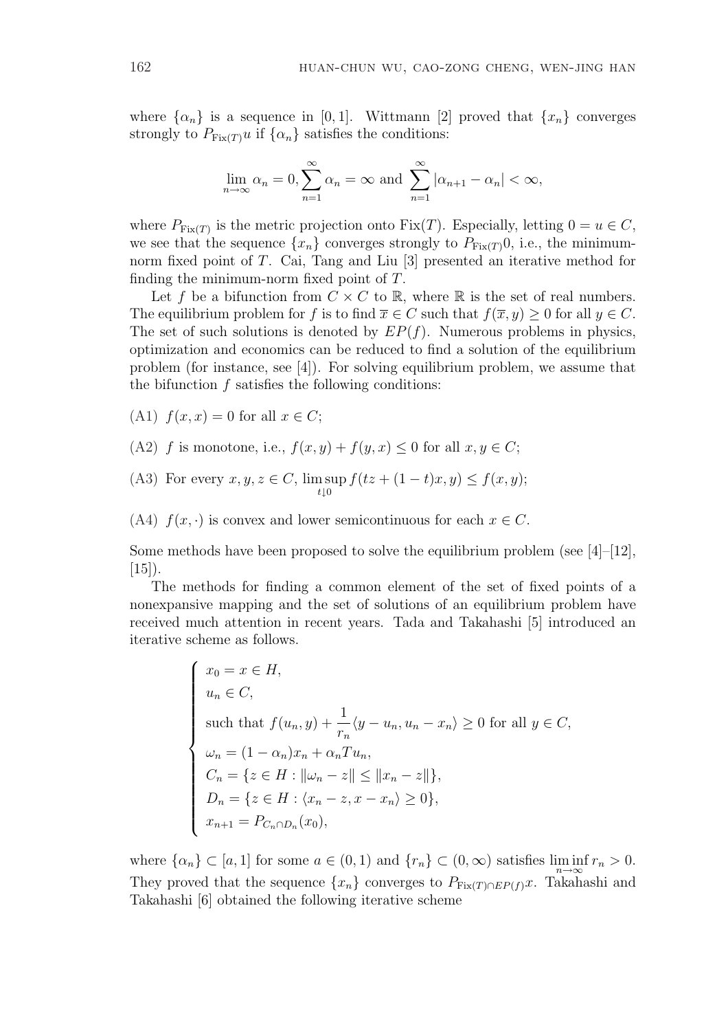where $\{\alpha_n\}$ is a sequence in $[0,1]$. Wittmann [2] proved that $\{x_n\}$ converges strongly to $P_{\mathrm{Fix}(T)}u$ if $\{\alpha_n\}$ satisfies the conditions:

$$\lim_{n\to\infty} \alpha_n = 0, \sum_{n=1}^{\infty} \alpha_n = \infty \text{ and } \sum_{n=1}^{\infty} |\alpha_{n+1} - \alpha_n| < \infty,$$

where $P_{\mathrm{Fix}(T)}$ is the metric projection onto $\mathrm{Fix}(T)$. Especially, letting $0 = u \in C$, we see that the sequence $\{x_n\}$ converges strongly to $P_{\mathrm{Fix}(T)}0$, i.e., the minimum-norm fixed point of $T$. Cai, Tang and Liu [3] presented an iterative method for finding the minimum-norm fixed point of $T$.

Let $f$ be a bifunction from $C \times C$ to $\mathbb{R}$, where $\mathbb{R}$ is the set of real numbers. The equilibrium problem for $f$ is to find $\overline{x} \in C$ such that $f(\overline{x}, y) \geq 0$ for all $y \in C$. The set of such solutions is denoted by $EP(f)$. Numerous problems in physics, optimization and economics can be reduced to find a solution of the equilibrium problem (for instance, see [4]). For solving equilibrium problem, we assume that the bifunction $f$ satisfies the following conditions:

(A1) $f(x,x) = 0$ for all $x \in C$;

(A2) $f$ is monotone, i.e., $f(x,y) + f(y,x) \leq 0$ for all $x, y \in C$;

(A3) For every $x, y, z \in C$, $\limsup\limits_{t\downarrow 0} f(tz + (1-t)x, y) \leq f(x,y)$;

(A4) $f(x,\cdot)$ is convex and lower semicontinuous for each $x \in C$.

Some methods have been proposed to solve the equilibrium problem (see [4]–[12], [15]).

The methods for finding a common element of the set of fixed points of a nonexpansive mapping and the set of solutions of an equilibrium problem have received much attention in recent years. Tada and Takahashi [5] introduced an iterative scheme as follows.

$$\begin{cases} x_0 = x \in H, \\ u_n \in C, \\ \text{such that } f(u_n, y) + \dfrac{1}{r_n}\langle y - u_n, u_n - x_n\rangle \geq 0 \text{ for all } y \in C, \\ \omega_n = (1-\alpha_n)x_n + \alpha_n T u_n, \\ C_n = \{z \in H : \|\omega_n - z\| \leq \|x_n - z\|\}, \\ D_n = \{z \in H : \langle x_n - z, x - x_n\rangle \geq 0\}, \\ x_{n+1} = P_{C_n \cap D_n}(x_0), \end{cases}$$

where $\{\alpha_n\} \subset [a,1]$ for some $a \in (0,1)$ and $\{r_n\} \subset (0,\infty)$ satisfies $\liminf\limits_{n\to\infty} r_n > 0$. They proved that the sequence $\{x_n\}$ converges to $P_{\mathrm{Fix}(T)\cap EP(f)}x$. Takahashi and Takahashi [6] obtained the following iterative scheme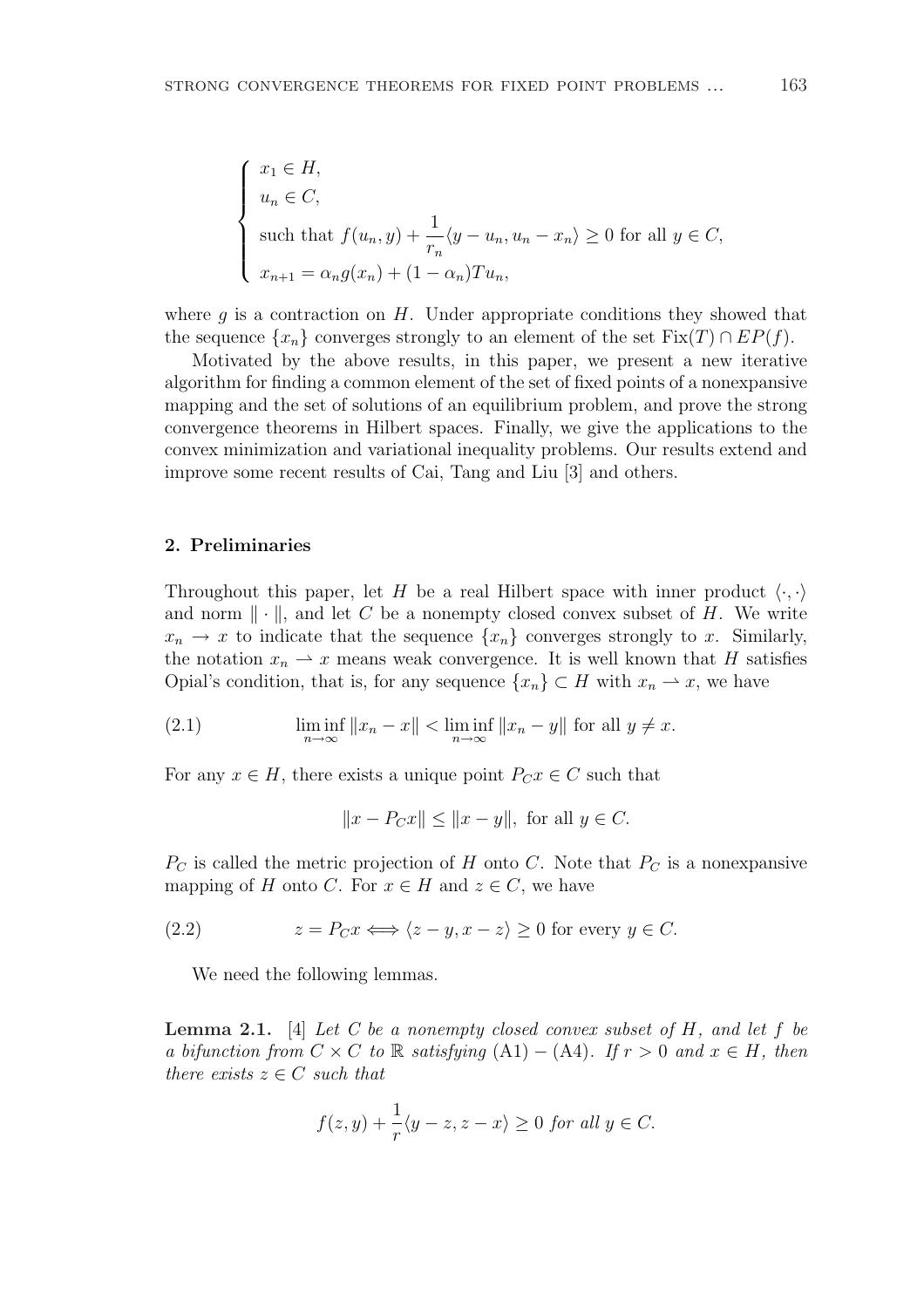$$\begin{cases} x_1 \in H, \\ u_n \in C, \\ \text{such that } f(u_n, y) + \dfrac{1}{r_n}\langle y - u_n, u_n - x_n\rangle \geq 0 \text{ for all } y \in C, \\ x_{n+1} = \alpha_n g(x_n) + (1-\alpha_n)Tu_n, \end{cases}$$

where $g$ is a contraction on $H$. Under appropriate conditions they showed that the sequence $\{x_n\}$ converges strongly to an element of the set $\mathrm{Fix}(T) \cap EP(f)$.

Motivated by the above results, in this paper, we present a new iterative algorithm for finding a common element of the set of fixed points of a nonexpansive mapping and the set of solutions of an equilibrium problem, and prove the strong convergence theorems in Hilbert spaces. Finally, we give the applications to the convex minimization and variational inequality problems. Our results extend and improve some recent results of Cai, Tang and Liu [3] and others.

## 2. Preliminaries

Throughout this paper, let $H$ be a real Hilbert space with inner product $\langle \cdot, \cdot \rangle$ and norm $\| \cdot \|$, and let $C$ be a nonempty closed convex subset of $H$. We write $x_n \to x$ to indicate that the sequence $\{x_n\}$ converges strongly to $x$. Similarly, the notation $x_n \rightharpoonup x$ means weak convergence. It is well known that $H$ satisfies Opial's condition, that is, for any sequence $\{x_n\} \subset H$ with $x_n \rightharpoonup x$, we have

$$\liminf_{n\to\infty} \|x_n - x\| < \liminf_{n\to\infty} \|x_n - y\| \text{ for all } y \neq x. \tag{2.1}$$

For any $x \in H$, there exists a unique point $P_C x \in C$ such that

$$\|x - P_C x\| \leq \|x - y\|, \text{ for all } y \in C.$$

$P_C$ is called the metric projection of $H$ onto $C$. Note that $P_C$ is a nonexpansive mapping of $H$ onto $C$. For $x \in H$ and $z \in C$, we have

$$z = P_C x \Longleftrightarrow \langle z - y, x - z\rangle \geq 0 \text{ for every } y \in C. \tag{2.2}$$

We need the following lemmas.

**Lemma 2.1.** [4] *Let $C$ be a nonempty closed convex subset of $H$, and let $f$ be a bifunction from $C \times C$ to $\mathbb{R}$ satisfying* (A1) − (A4)*. If $r > 0$ and $x \in H$, then there exists $z \in C$ such that*

$$f(z, y) + \frac{1}{r}\langle y - z, z - x\rangle \geq 0 \textit{ for all } y \in C.$$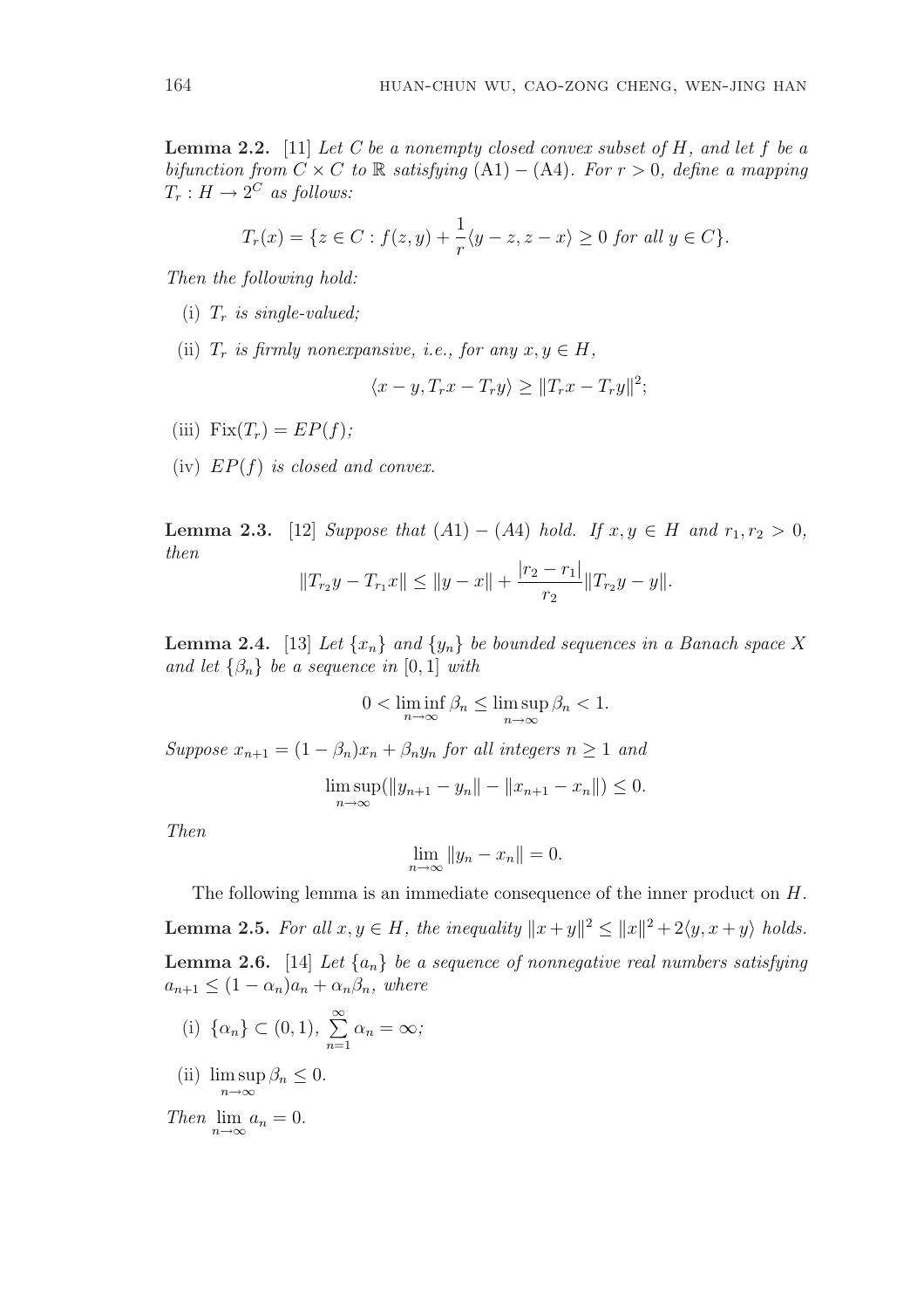**Lemma 2.2.** [11] *Let $C$ be a nonempty closed convex subset of $H$, and let $f$ be a bifunction from $C \times C$ to $\mathbb{R}$ satisfying* (A1) − (A4)*. For $r > 0$, define a mapping $T_r : H \to 2^C$ as follows:*

$$T_r(x) = \{z \in C : f(z, y) + \frac{1}{r}\langle y - z, z - x\rangle \geq 0 \text{ for all } y \in C\}.$$

*Then the following hold:*

(i) *$T_r$ is single-valued;*

(ii) *$T_r$ is firmly nonexpansive, i.e., for any $x, y \in H$,*

$$\langle x - y, T_r x - T_r y\rangle \geq \|T_r x - T_r y\|^2;$$

(iii) *$\mathrm{Fix}(T_r) = EP(f)$;*

(iv) *$EP(f)$ is closed and convex.*

**Lemma 2.3.** [12] *Suppose that (A1) − (A4) hold. If $x, y \in H$ and $r_1, r_2 > 0$, then*

$$\|T_{r_2} y - T_{r_1} x\| \leq \|y - x\| + \frac{|r_2 - r_1|}{r_2}\|T_{r_2} y - y\|.$$

**Lemma 2.4.** [13] *Let $\{x_n\}$ and $\{y_n\}$ be bounded sequences in a Banach space $X$ and let $\{\beta_n\}$ be a sequence in $[0, 1]$ with*

$$0 < \liminf_{n\to\infty} \beta_n \leq \limsup_{n\to\infty} \beta_n < 1.$$

*Suppose $x_{n+1} = (1 - \beta_n)x_n + \beta_n y_n$ for all integers $n \geq 1$ and*

$$\limsup_{n\to\infty}(\|y_{n+1} - y_n\| - \|x_{n+1} - x_n\|) \leq 0.$$

*Then*

$$\lim_{n\to\infty} \|y_n - x_n\| = 0.$$

The following lemma is an immediate consequence of the inner product on $H$.

**Lemma 2.5.** *For all $x, y \in H$, the inequality $\|x + y\|^2 \leq \|x\|^2 + 2\langle y, x + y\rangle$ holds.*

**Lemma 2.6.** [14] *Let $\{a_n\}$ be a sequence of nonnegative real numbers satisfying $a_{n+1} \leq (1 - \alpha_n)a_n + \alpha_n\beta_n$, where*

(i) *$\{\alpha_n\} \subset (0, 1)$, $\sum_{n=1}^{\infty} \alpha_n = \infty$;*

(ii) *$\limsup_{n\to\infty} \beta_n \leq 0$.*

*Then $\lim_{n\to\infty} a_n = 0$.*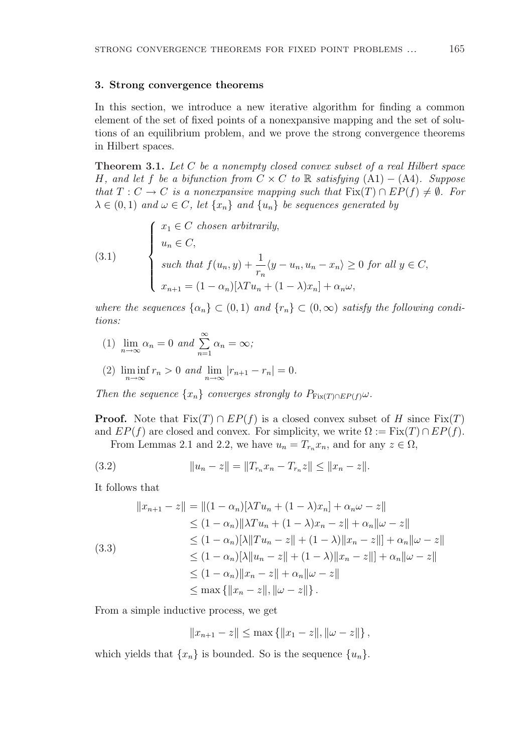## 3. Strong convergence theorems

In this section, we introduce a new iterative algorithm for finding a common element of the set of fixed points of a nonexpansive mapping and the set of solutions of an equilibrium problem, and we prove the strong convergence theorems in Hilbert spaces.

**Theorem 3.1.** *Let $C$ be a nonempty closed convex subset of a real Hilbert space $H$, and let $f$ be a bifunction from $C \times C$ to $\mathbb{R}$ satisfying* (A1) − (A4)*. Suppose that $T : C \to C$ is a nonexpansive mapping such that $\mathrm{Fix}(T) \cap EP(f) \neq \emptyset$. For $\lambda \in (0,1)$ and $\omega \in C$, let $\{x_n\}$ and $\{u_n\}$ be sequences generated by*

$$
\tag{3.1}
\begin{cases}
x_1 \in C \text{ chosen arbitrarily,} \\
u_n \in C, \\
\text{such that } f(u_n, y) + \dfrac{1}{r_n}\langle y - u_n, u_n - x_n\rangle \geq 0 \text{ for all } y \in C, \\
x_{n+1} = (1-\alpha_n)[\lambda T u_n + (1-\lambda)x_n] + \alpha_n \omega,
\end{cases}
$$

*where the sequences $\{\alpha_n\} \subset (0,1)$ and $\{r_n\} \subset (0,\infty)$ satisfy the following conditions:*

(1) $\lim\limits_{n\to\infty} \alpha_n = 0$ *and* $\sum\limits_{n=1}^{\infty} \alpha_n = \infty$*;*

(2) $\liminf\limits_{n\to\infty} r_n > 0$ *and* $\lim\limits_{n\to\infty} |r_{n+1} - r_n| = 0$*.*

*Then the sequence $\{x_n\}$ converges strongly to $P_{\mathrm{Fix}(T)\cap EP(f)}\omega$.*

**Proof.** Note that $\mathrm{Fix}(T) \cap EP(f)$ is a closed convex subset of $H$ since $\mathrm{Fix}(T)$ and $EP(f)$ are closed and convex. For simplicity, we write $\Omega := \mathrm{Fix}(T) \cap EP(f)$.

From Lemmas 2.1 and 2.2, we have $u_n = T_{r_n} x_n$, and for any $z \in \Omega$,

$$
\tag{3.2}
\|u_n - z\| = \|T_{r_n} x_n - T_{r_n} z\| \leq \|x_n - z\|.
$$

It follows that

$$
\tag{3.3}
\begin{aligned}
\|x_{n+1} - z\| &= \|(1-\alpha_n)[\lambda T u_n + (1-\lambda)x_n] + \alpha_n \omega - z\| \\
&\leq (1-\alpha_n)\|\lambda T u_n + (1-\lambda)x_n - z\| + \alpha_n \|\omega - z\| \\
&\leq (1-\alpha_n)[\lambda \|T u_n - z\| + (1-\lambda)\|x_n - z\|] + \alpha_n \|\omega - z\| \\
&\leq (1-\alpha_n)[\lambda \|u_n - z\| + (1-\lambda)\|x_n - z\|] + \alpha_n \|\omega - z\| \\
&\leq (1-\alpha_n)\|x_n - z\| + \alpha_n \|\omega - z\| \\
&\leq \max\{\|x_n - z\|, \|\omega - z\|\}.
\end{aligned}
$$

From a simple inductive process, we get

$$
\|x_{n+1} - z\| \leq \max\{\|x_1 - z\|, \|\omega - z\|\},
$$

which yields that $\{x_n\}$ is bounded. So is the sequence $\{u_n\}$.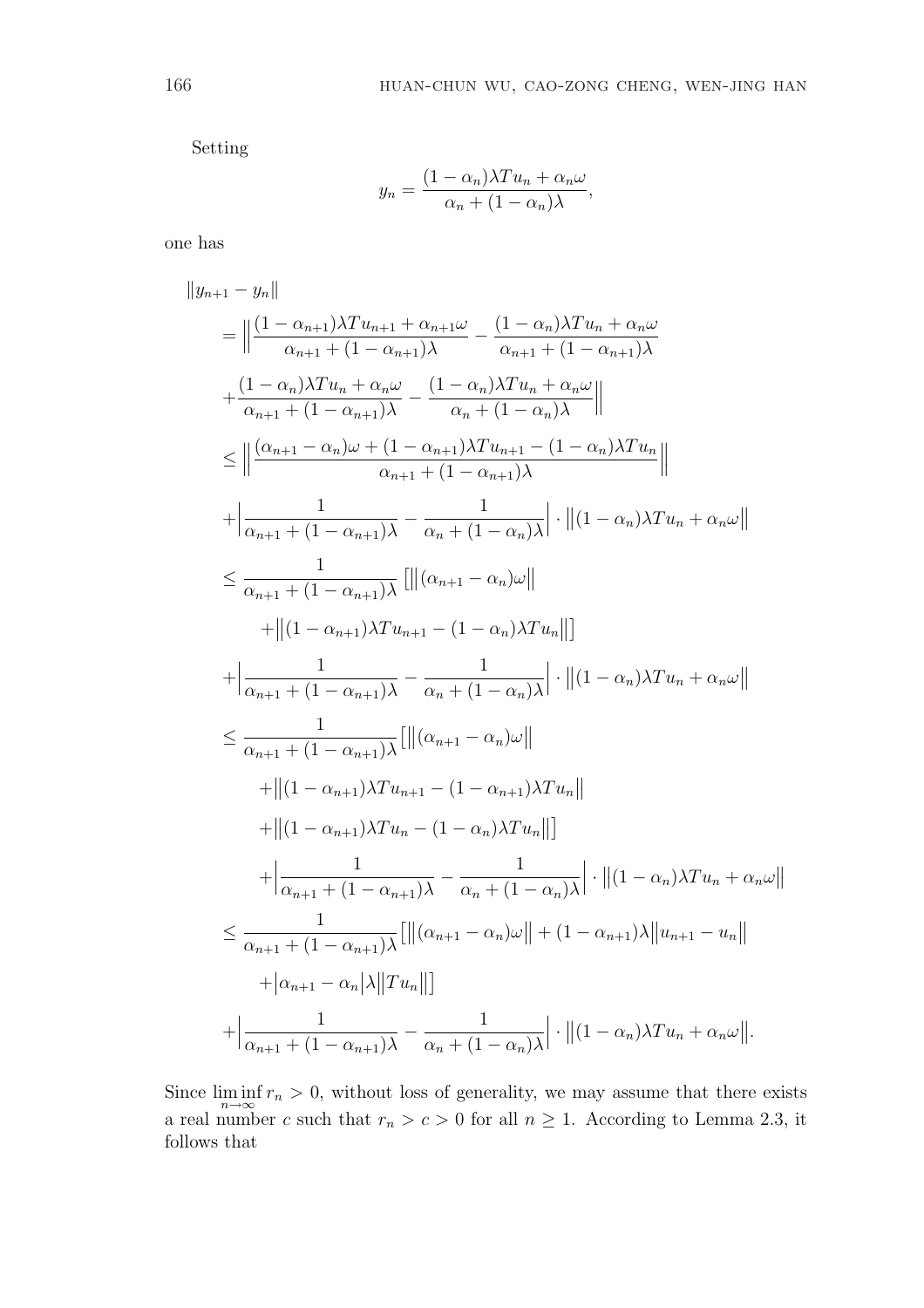Setting

$$y_n = \frac{(1-\alpha_n)\lambda T u_n + \alpha_n \omega}{\alpha_n + (1-\alpha_n)\lambda},$$

one has

$$\begin{aligned}
&\|y_{n+1} - y_n\| \\
&= \Big\| \frac{(1-\alpha_{n+1})\lambda T u_{n+1} + \alpha_{n+1}\omega}{\alpha_{n+1} + (1-\alpha_{n+1})\lambda} - \frac{(1-\alpha_n)\lambda T u_n + \alpha_n \omega}{\alpha_{n+1} + (1-\alpha_{n+1})\lambda} \\
&+ \frac{(1-\alpha_n)\lambda T u_n + \alpha_n \omega}{\alpha_{n+1} + (1-\alpha_{n+1})\lambda} - \frac{(1-\alpha_n)\lambda T u_n + \alpha_n \omega}{\alpha_n + (1-\alpha_n)\lambda} \Big\| \\
&\leq \Big\| \frac{(\alpha_{n+1} - \alpha_n)\omega + (1-\alpha_{n+1})\lambda T u_{n+1} - (1-\alpha_n)\lambda T u_n}{\alpha_{n+1} + (1-\alpha_{n+1})\lambda} \Big\| \\
&+ \Big| \frac{1}{\alpha_{n+1} + (1-\alpha_{n+1})\lambda} - \frac{1}{\alpha_n + (1-\alpha_n)\lambda} \Big| \cdot \big\| (1-\alpha_n)\lambda T u_n + \alpha_n \omega \big\| \\
&\leq \frac{1}{\alpha_{n+1} + (1-\alpha_{n+1})\lambda} \big[ \big\| (\alpha_{n+1} - \alpha_n)\omega \big\| \\
&\qquad + \big\| (1-\alpha_{n+1})\lambda T u_{n+1} - (1-\alpha_n)\lambda T u_n \big\| \big] \\
&+ \Big| \frac{1}{\alpha_{n+1} + (1-\alpha_{n+1})\lambda} - \frac{1}{\alpha_n + (1-\alpha_n)\lambda} \Big| \cdot \big\| (1-\alpha_n)\lambda T u_n + \alpha_n \omega \big\| \\
&\leq \frac{1}{\alpha_{n+1} + (1-\alpha_{n+1})\lambda} \big[ \big\| (\alpha_{n+1} - \alpha_n)\omega \big\| \\
&\qquad + \big\| (1-\alpha_{n+1})\lambda T u_{n+1} - (1-\alpha_{n+1})\lambda T u_n \big\| \\
&\qquad + \big\| (1-\alpha_{n+1})\lambda T u_n - (1-\alpha_n)\lambda T u_n \big\| \big] \\
&\qquad + \Big| \frac{1}{\alpha_{n+1} + (1-\alpha_{n+1})\lambda} - \frac{1}{\alpha_n + (1-\alpha_n)\lambda} \Big| \cdot \big\| (1-\alpha_n)\lambda T u_n + \alpha_n \omega \big\| \\
&\leq \frac{1}{\alpha_{n+1} + (1-\alpha_{n+1})\lambda} \big[ \big\| (\alpha_{n+1} - \alpha_n)\omega \big\| + (1-\alpha_{n+1})\lambda \big\| u_{n+1} - u_n \big\| \\
&\qquad + \big| \alpha_{n+1} - \alpha_n \big| \lambda \big\| T u_n \big\| \big] \\
&+ \Big| \frac{1}{\alpha_{n+1} + (1-\alpha_{n+1})\lambda} - \frac{1}{\alpha_n + (1-\alpha_n)\lambda} \Big| \cdot \big\| (1-\alpha_n)\lambda T u_n + \alpha_n \omega \big\|.
\end{aligned}$$

Since $\liminf_{n\to\infty} r_n > 0$, without loss of generality, we may assume that there exists a real number $c$ such that $r_n > c > 0$ for all $n \geq 1$. According to Lemma 2.3, it follows that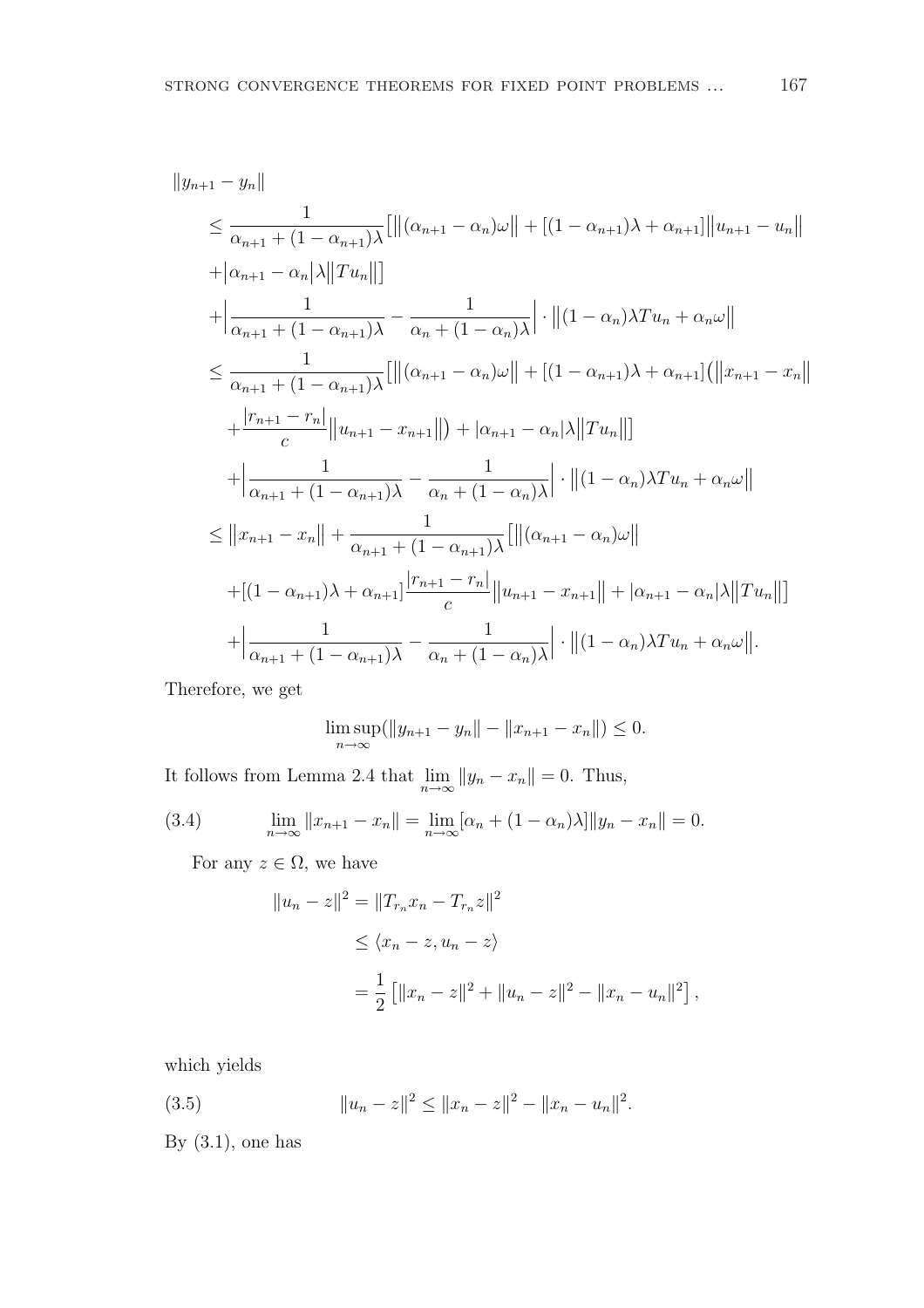$$
\begin{aligned}
&\|y_{n+1} - y_n\| \\
&\le \frac{1}{\alpha_{n+1} + (1-\alpha_{n+1})\lambda}\big[\big\|(\alpha_{n+1} - \alpha_n)\omega\big\| + [(1-\alpha_{n+1})\lambda + \alpha_{n+1}]\big\|u_{n+1} - u_n\big\| \\
&\quad + \big|\alpha_{n+1} - \alpha_n\big|\lambda\big\|Tu_n\big\|\big] \\
&\quad + \Big|\frac{1}{\alpha_{n+1} + (1-\alpha_{n+1})\lambda} - \frac{1}{\alpha_n + (1-\alpha_n)\lambda}\Big| \cdot \big\|(1-\alpha_n)\lambda Tu_n + \alpha_n\omega\big\| \\
&\le \frac{1}{\alpha_{n+1} + (1-\alpha_{n+1})\lambda}\big[\big\|(\alpha_{n+1} - \alpha_n)\omega\big\| + [(1-\alpha_{n+1})\lambda + \alpha_{n+1}]\big(\big\|x_{n+1} - x_n\big\| \\
&\quad + \frac{|r_{n+1} - r_n|}{c}\big\|u_{n+1} - x_{n+1}\big\|\big) + |\alpha_{n+1} - \alpha_n|\lambda\big\|Tu_n\big\|\big] \\
&\quad + \Big|\frac{1}{\alpha_{n+1} + (1-\alpha_{n+1})\lambda} - \frac{1}{\alpha_n + (1-\alpha_n)\lambda}\Big| \cdot \big\|(1-\alpha_n)\lambda Tu_n + \alpha_n\omega\big\| \\
&\le \big\|x_{n+1} - x_n\big\| + \frac{1}{\alpha_{n+1} + (1-\alpha_{n+1})\lambda}\big[\big\|(\alpha_{n+1} - \alpha_n)\omega\big\| \\
&\quad + [(1-\alpha_{n+1})\lambda + \alpha_{n+1}]\frac{|r_{n+1} - r_n|}{c}\big\|u_{n+1} - x_{n+1}\big\| + |\alpha_{n+1} - \alpha_n|\lambda\big\|Tu_n\big\|\big] \\
&\quad + \Big|\frac{1}{\alpha_{n+1} + (1-\alpha_{n+1})\lambda} - \frac{1}{\alpha_n + (1-\alpha_n)\lambda}\Big| \cdot \big\|(1-\alpha_n)\lambda Tu_n + \alpha_n\omega\big\|.
\end{aligned}
$$

Therefore, we get

$$\limsup_{n\to\infty}(\|y_{n+1} - y_n\| - \|x_{n+1} - x_n\|) \le 0.$$

It follows from Lemma 2.4 that $\lim_{n\to\infty}\|y_n - x_n\| = 0$. Thus,

$$\lim_{n\to\infty}\|x_{n+1} - x_n\| = \lim_{n\to\infty}[\alpha_n + (1-\alpha_n)\lambda]\|y_n - x_n\| = 0. \tag{3.4}$$

For any $z \in \Omega$, we have

$$
\begin{aligned}
\|u_n - z\|^2 &= \|T_{r_n}x_n - T_{r_n}z\|^2 \\
&\le \langle x_n - z, u_n - z\rangle \\
&= \frac{1}{2}\left[\|x_n - z\|^2 + \|u_n - z\|^2 - \|x_n - u_n\|^2\right],
\end{aligned}
$$

which yields

$$\|u_n - z\|^2 \le \|x_n - z\|^2 - \|x_n - u_n\|^2. \tag{3.5}$$

By (3.1), one has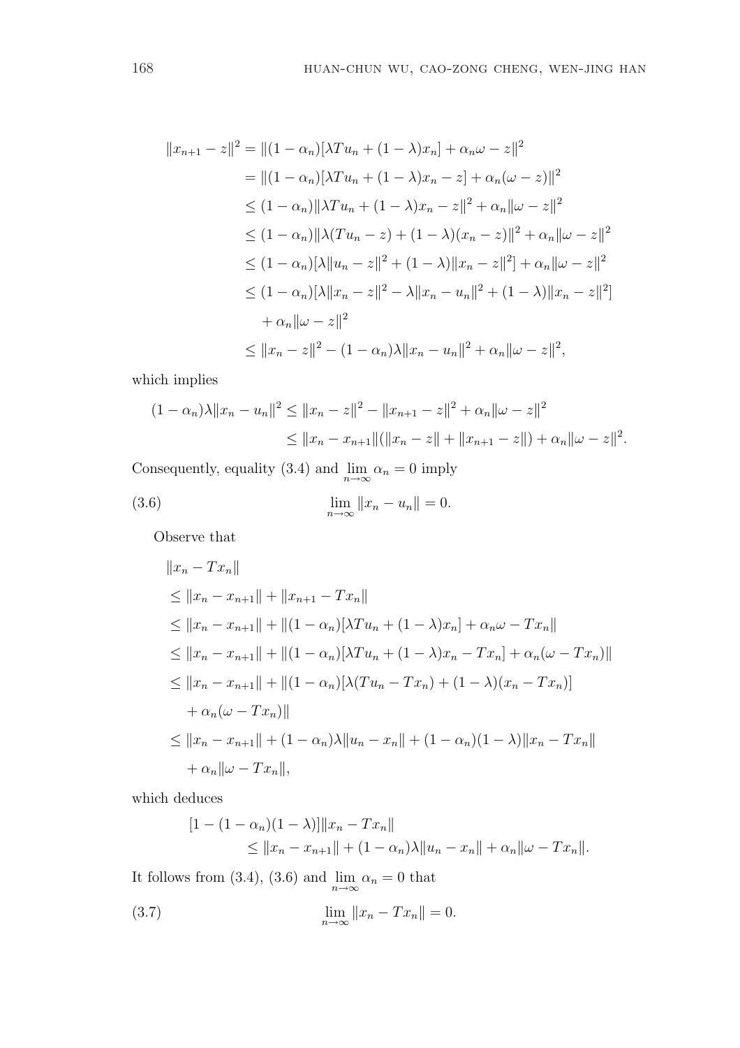$$
\begin{aligned}
\|x_{n+1} - z\|^2 &= \|(1-\alpha_n)[\lambda T u_n + (1-\lambda)x_n] + \alpha_n \omega - z\|^2 \\
&= \|(1-\alpha_n)[\lambda T u_n + (1-\lambda)x_n - z] + \alpha_n(\omega - z)\|^2 \\
&\le (1-\alpha_n)\|\lambda T u_n + (1-\lambda)x_n - z\|^2 + \alpha_n\|\omega - z\|^2 \\
&\le (1-\alpha_n)\|\lambda(T u_n - z) + (1-\lambda)(x_n - z)\|^2 + \alpha_n\|\omega - z\|^2 \\
&\le (1-\alpha_n)[\lambda\|u_n - z\|^2 + (1-\lambda)\|x_n - z\|^2] + \alpha_n\|\omega - z\|^2 \\
&\le (1-\alpha_n)[\lambda\|x_n - z\|^2 - \lambda\|x_n - u_n\|^2 + (1-\lambda)\|x_n - z\|^2] \\
&\quad + \alpha_n\|\omega - z\|^2 \\
&\le \|x_n - z\|^2 - (1-\alpha_n)\lambda\|x_n - u_n\|^2 + \alpha_n\|\omega - z\|^2,
\end{aligned}
$$

which implies

$$
\begin{aligned}
(1-\alpha_n)\lambda\|x_n - u_n\|^2 &\le \|x_n - z\|^2 - \|x_{n+1} - z\|^2 + \alpha_n\|\omega - z\|^2 \\
&\le \|x_n - x_{n+1}\|(\|x_n - z\| + \|x_{n+1} - z\|) + \alpha_n\|\omega - z\|^2.
\end{aligned}
$$

Consequently, equality (3.4) and $\lim_{n\to\infty} \alpha_n = 0$ imply

$$
\lim_{n\to\infty} \|x_n - u_n\| = 0. \tag{3.6}
$$

Observe that

$$
\begin{aligned}
&\|x_n - T x_n\| \\
&\le \|x_n - x_{n+1}\| + \|x_{n+1} - T x_n\| \\
&\le \|x_n - x_{n+1}\| + \|(1-\alpha_n)[\lambda T u_n + (1-\lambda)x_n] + \alpha_n\omega - T x_n\| \\
&\le \|x_n - x_{n+1}\| + \|(1-\alpha_n)[\lambda T u_n + (1-\lambda)x_n - T x_n] + \alpha_n(\omega - T x_n)\| \\
&\le \|x_n - x_{n+1}\| + \|(1-\alpha_n)[\lambda(T u_n - T x_n) + (1-\lambda)(x_n - T x_n)] \\
&\quad + \alpha_n(\omega - T x_n)\| \\
&\le \|x_n - x_{n+1}\| + (1-\alpha_n)\lambda\|u_n - x_n\| + (1-\alpha_n)(1-\lambda)\|x_n - T x_n\| \\
&\quad + \alpha_n\|\omega - T x_n\|,
\end{aligned}
$$

which deduces

$$
\begin{aligned}
&[1 - (1-\alpha_n)(1-\lambda)]\|x_n - T x_n\| \\
&\qquad \le \|x_n - x_{n+1}\| + (1-\alpha_n)\lambda\|u_n - x_n\| + \alpha_n\|\omega - T x_n\|.
\end{aligned}
$$

It follows from (3.4), (3.6) and $\lim_{n\to\infty} \alpha_n = 0$ that

$$
\lim_{n\to\infty} \|x_n - T x_n\| = 0. \tag{3.7}
$$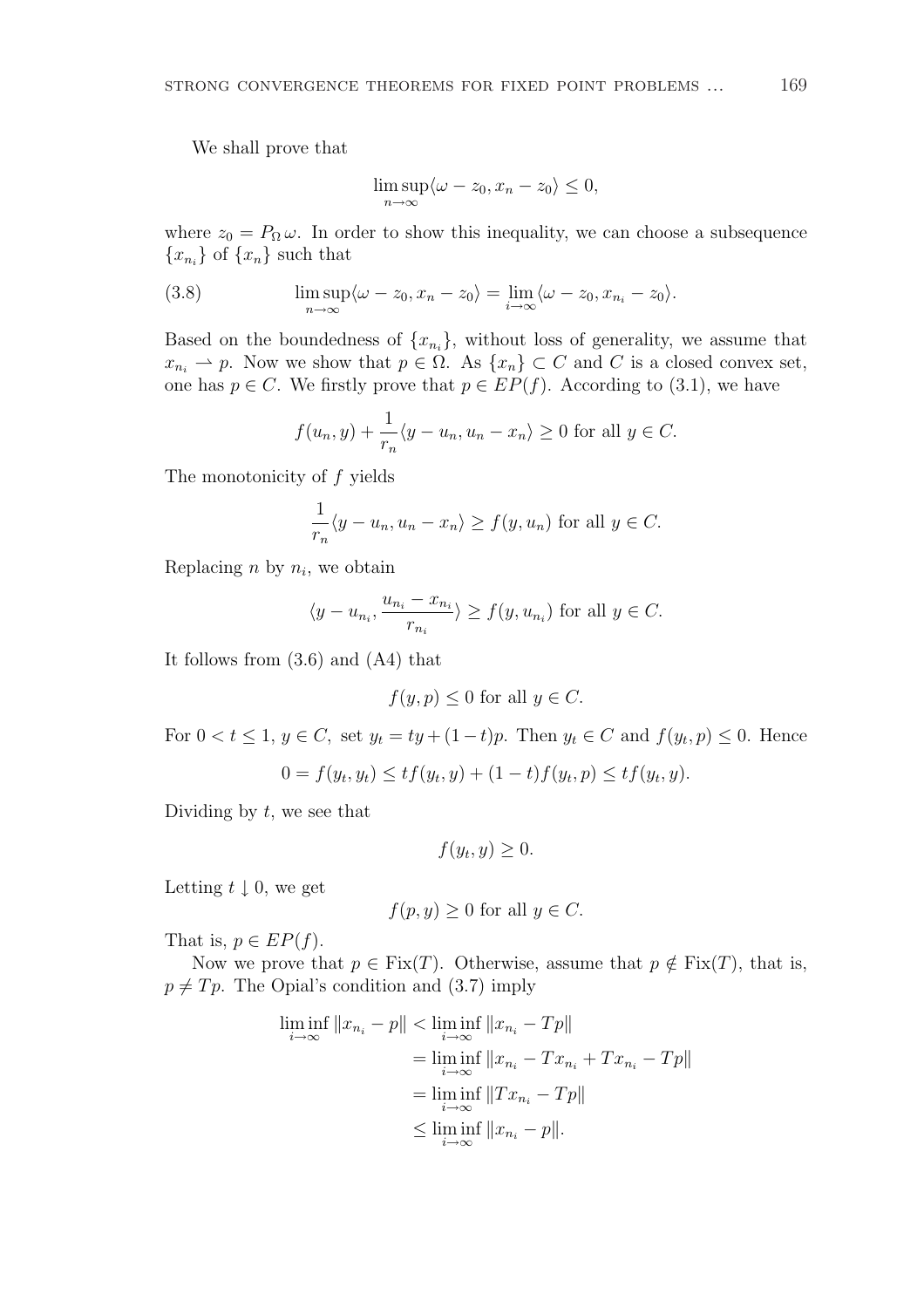We shall prove that

$$\limsup_{n\to\infty}\langle \omega - z_0, x_n - z_0\rangle \le 0,$$

where $z_0 = P_\Omega \omega$. In order to show this inequality, we can choose a subsequence $\{x_{n_i}\}$ of $\{x_n\}$ such that

$$\limsup_{n\to\infty}\langle \omega - z_0, x_n - z_0\rangle = \lim_{i\to\infty}\langle \omega - z_0, x_{n_i} - z_0\rangle. \tag{3.8}$$

Based on the boundedness of $\{x_{n_i}\}$, without loss of generality, we assume that $x_{n_i} \rightharpoonup p$. Now we show that $p \in \Omega$. As $\{x_n\} \subset C$ and $C$ is a closed convex set, one has $p \in C$. We firstly prove that $p \in EP(f)$. According to (3.1), we have

$$f(u_n, y) + \frac{1}{r_n}\langle y - u_n, u_n - x_n\rangle \ge 0 \text{ for all } y \in C.$$

The monotonicity of $f$ yields

$$\frac{1}{r_n}\langle y - u_n, u_n - x_n\rangle \ge f(y, u_n) \text{ for all } y \in C.$$

Replacing $n$ by $n_i$, we obtain

$$\langle y - u_{n_i}, \frac{u_{n_i} - x_{n_i}}{r_{n_i}}\rangle \ge f(y, u_{n_i}) \text{ for all } y \in C.$$

It follows from (3.6) and (A4) that

$$f(y, p) \le 0 \text{ for all } y \in C.$$

For $0 < t \le 1$, $y \in C$, set $y_t = ty + (1-t)p$. Then $y_t \in C$ and $f(y_t, p) \le 0$. Hence

$$0 = f(y_t, y_t) \le tf(y_t, y) + (1-t)f(y_t, p) \le tf(y_t, y).$$

Dividing by $t$, we see that

$$f(y_t, y) \ge 0.$$

Letting $t \downarrow 0$, we get

$$f(p, y) \ge 0 \text{ for all } y \in C.$$

That is, $p \in EP(f)$.

Now we prove that $p \in \mathrm{Fix}(T)$. Otherwise, assume that $p \notin \mathrm{Fix}(T)$, that is, $p \ne Tp$. The Opial's condition and (3.7) imply

$$\begin{aligned}
\liminf_{i\to\infty}\|x_{n_i} - p\| &< \liminf_{i\to\infty}\|x_{n_i} - Tp\| \\
&= \liminf_{i\to\infty}\|x_{n_i} - Tx_{n_i} + Tx_{n_i} - Tp\| \\
&= \liminf_{i\to\infty}\|Tx_{n_i} - Tp\| \\
&\le \liminf_{i\to\infty}\|x_{n_i} - p\|.
\end{aligned}$$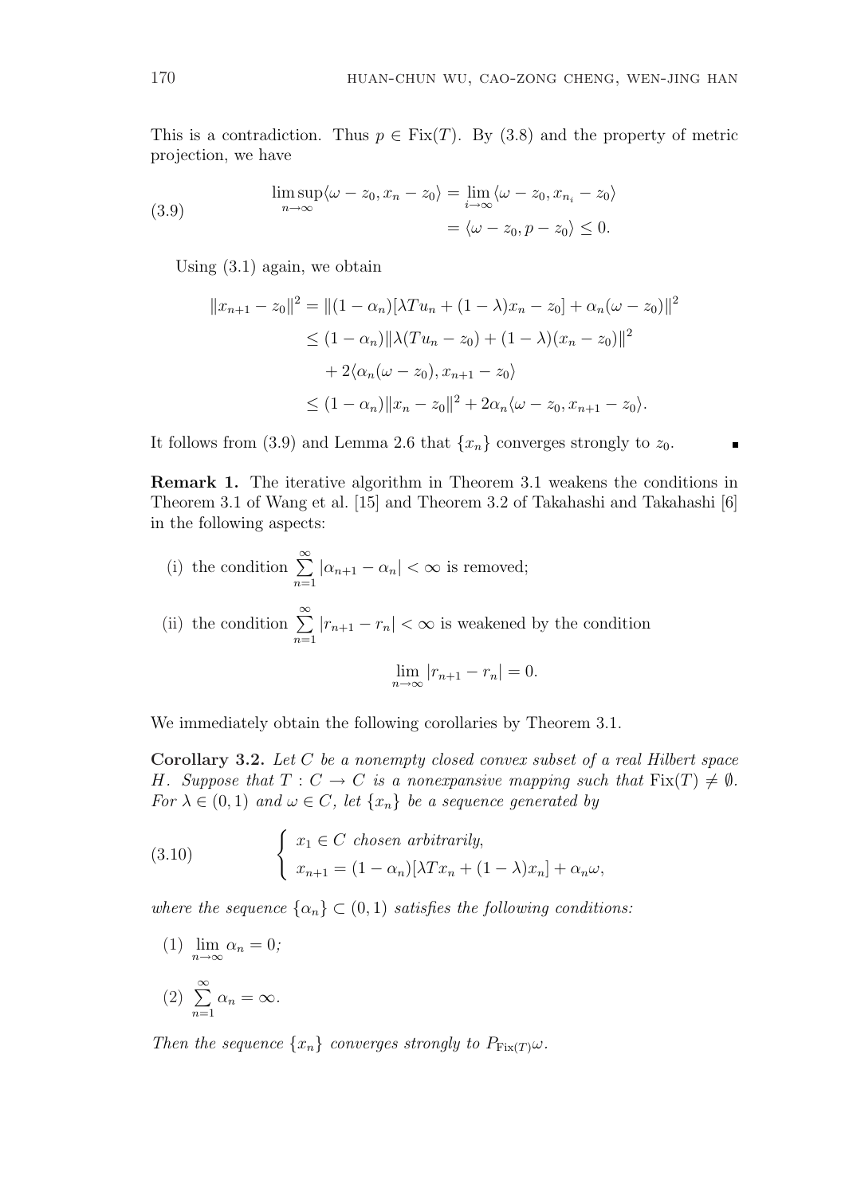This is a contradiction. Thus $p \in \mathrm{Fix}(T)$. By (3.8) and the property of metric projection, we have

$$
\begin{aligned}
\limsup_{n\to\infty} \langle \omega - z_0, x_n - z_0 \rangle &= \lim_{i\to\infty} \langle \omega - z_0, x_{n_i} - z_0 \rangle \\
&= \langle \omega - z_0, p - z_0 \rangle \leq 0.
\end{aligned} \tag{3.9}
$$

Using (3.1) again, we obtain

$$
\begin{aligned}
\|x_{n+1} - z_0\|^2 &= \|(1-\alpha_n)[\lambda T u_n + (1-\lambda)x_n - z_0] + \alpha_n(\omega - z_0)\|^2 \\
&\leq (1-\alpha_n)\|\lambda(Tu_n - z_0) + (1-\lambda)(x_n - z_0)\|^2 \\
&\quad + 2\langle \alpha_n(\omega - z_0), x_{n+1} - z_0 \rangle \\
&\leq (1-\alpha_n)\|x_n - z_0\|^2 + 2\alpha_n \langle \omega - z_0, x_{n+1} - z_0 \rangle.
\end{aligned}
$$

It follows from (3.9) and Lemma 2.6 that $\{x_n\}$ converges strongly to $z_0$. ∎

**Remark 1.** The iterative algorithm in Theorem 3.1 weakens the conditions in Theorem 3.1 of Wang et al. [15] and Theorem 3.2 of Takahashi and Takahashi [6] in the following aspects:

(i) the condition $\sum_{n=1}^{\infty} |\alpha_{n+1} - \alpha_n| < \infty$ is removed;

(ii) the condition $\sum_{n=1}^{\infty} |r_{n+1} - r_n| < \infty$ is weakened by the condition

$$\lim_{n\to\infty} |r_{n+1} - r_n| = 0.$$

We immediately obtain the following corollaries by Theorem 3.1.

**Corollary 3.2.** *Let $C$ be a nonempty closed convex subset of a real Hilbert space $H$. Suppose that $T : C \to C$ is a nonexpansive mapping such that $\mathrm{Fix}(T) \neq \emptyset$. For $\lambda \in (0,1)$ and $\omega \in C$, let $\{x_n\}$ be a sequence generated by*

$$
\begin{cases}
x_1 \in C \text{ chosen arbitrarily}, \\
x_{n+1} = (1-\alpha_n)[\lambda T x_n + (1-\lambda)x_n] + \alpha_n \omega,
\end{cases} \tag{3.10}
$$

*where the sequence $\{\alpha_n\} \subset (0,1)$ satisfies the following conditions:*

(1) $\lim_{n\to\infty} \alpha_n = 0$;

(2) $\sum_{n=1}^{\infty} \alpha_n = \infty$.

*Then the sequence $\{x_n\}$ converges strongly to $P_{\mathrm{Fix}(T)}\omega$.*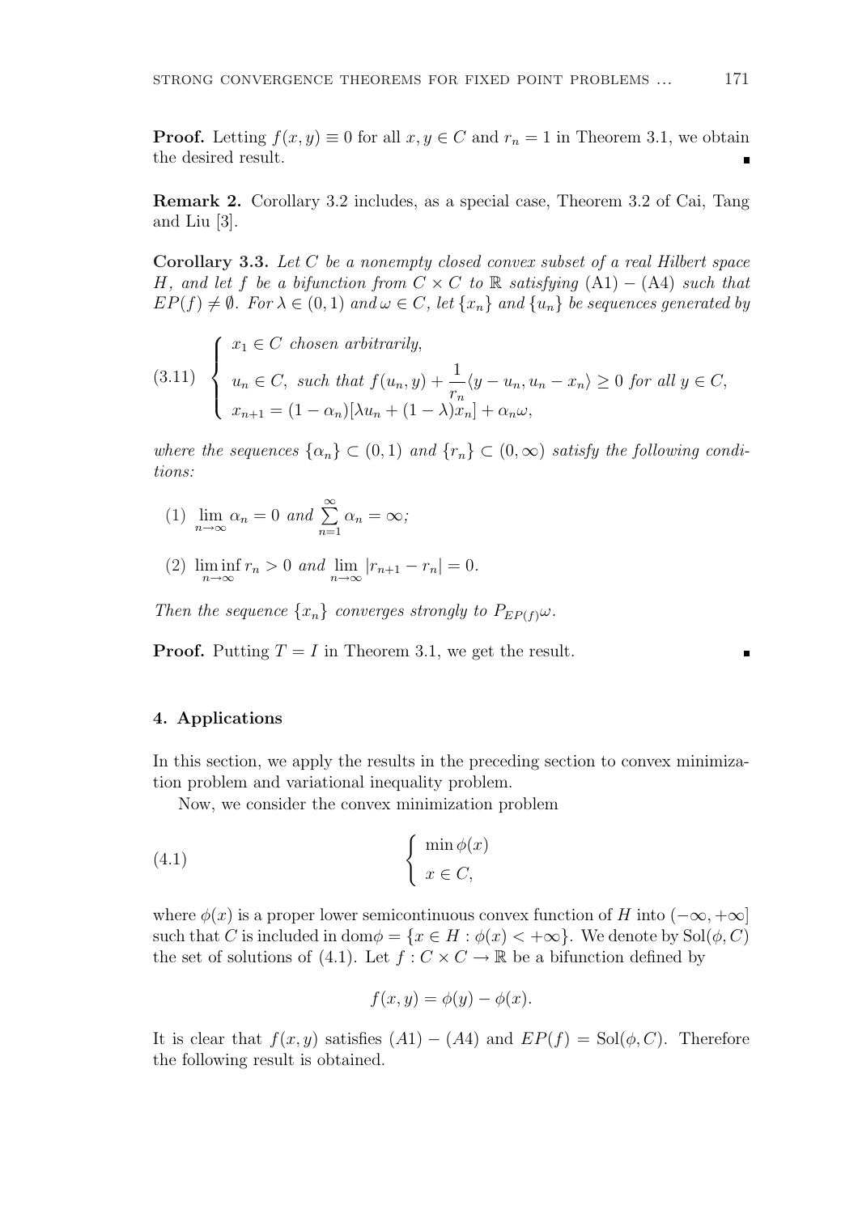**Proof.** Letting $f(x, y) \equiv 0$ for all $x, y \in C$ and $r_n = 1$ in Theorem 3.1, we obtain the desired result. ∎

**Remark 2.** Corollary 3.2 includes, as a special case, Theorem 3.2 of Cai, Tang and Liu [3].

**Corollary 3.3.** *Let $C$ be a nonempty closed convex subset of a real Hilbert space $H$, and let $f$ be a bifunction from $C \times C$ to $\mathbb{R}$ satisfying* (A1) − (A4) *such that $EP(f) \neq \emptyset$. For $\lambda \in (0, 1)$ and $\omega \in C$, let $\{x_n\}$ and $\{u_n\}$ be sequences generated by*

$$
(3.11) \quad \begin{cases} x_1 \in C \text{ chosen arbitrarily}, \\ u_n \in C, \text{ such that } f(u_n, y) + \dfrac{1}{r_n}\langle y - u_n, u_n - x_n\rangle \geq 0 \text{ for all } y \in C, \\ x_{n+1} = (1 - \alpha_n)[\lambda u_n + (1 - \lambda)x_n] + \alpha_n \omega, \end{cases}
$$

*where the sequences $\{\alpha_n\} \subset (0, 1)$ and $\{r_n\} \subset (0, \infty)$ satisfy the following conditions:*

(1) $\lim_{n\to\infty} \alpha_n = 0$ *and* $\sum_{n=1}^{\infty} \alpha_n = \infty$;

(2) $\liminf_{n\to\infty} r_n > 0$ *and* $\lim_{n\to\infty} |r_{n+1} - r_n| = 0$.

*Then the sequence $\{x_n\}$ converges strongly to $P_{EP(f)}\omega$.*

**Proof.** Putting $T = I$ in Theorem 3.1, we get the result. ∎

## 4. Applications

In this section, we apply the results in the preceding section to convex minimization problem and variational inequality problem.

Now, we consider the convex minimization problem

$$
(4.1) \quad \begin{cases} \min \phi(x) \\ x \in C, \end{cases}
$$

where $\phi(x)$ is a proper lower semicontinuous convex function of $H$ into $(-\infty, +\infty]$ such that $C$ is included in $\text{dom}\phi = \{x \in H : \phi(x) < +\infty\}$. We denote by $\text{Sol}(\phi, C)$ the set of solutions of (4.1). Let $f : C \times C \to \mathbb{R}$ be a bifunction defined by

$$
f(x, y) = \phi(y) - \phi(x).
$$

It is clear that $f(x, y)$ satisfies $(A1) - (A4)$ and $EP(f) = \text{Sol}(\phi, C)$. Therefore the following result is obtained.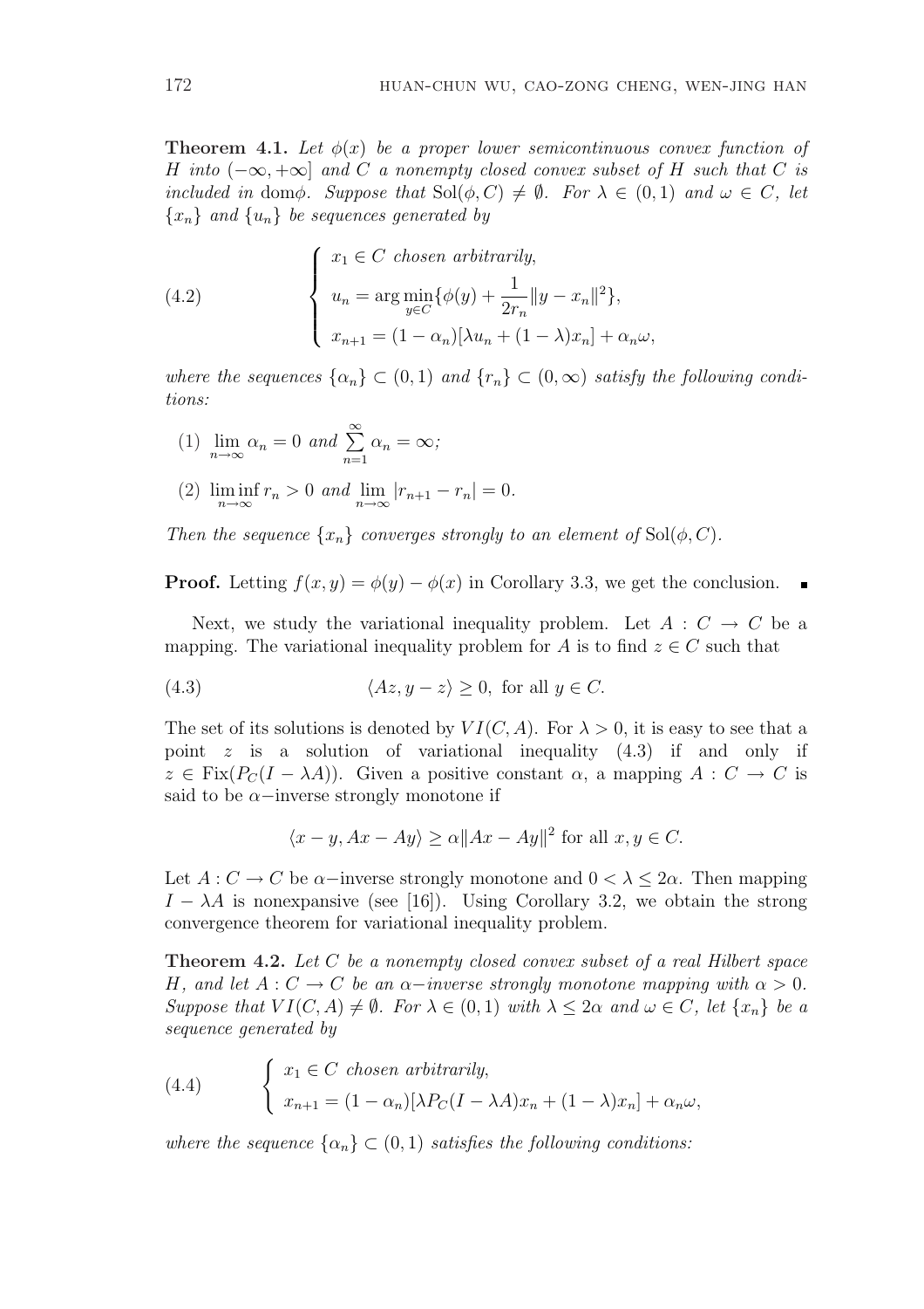**Theorem 4.1.** *Let $\phi(x)$ be a proper lower semicontinuous convex function of $H$ into $(-\infty, +\infty]$ and $C$ a nonempty closed convex subset of $H$ such that $C$ is included in $\text{dom}\phi$. Suppose that $\text{Sol}(\phi, C) \neq \emptyset$. For $\lambda \in (0,1)$ and $\omega \in C$, let $\{x_n\}$ and $\{u_n\}$ be sequences generated by*

$$
\left\{
\begin{array}{l}
x_1 \in C \text{ chosen arbitrarily,} \\
u_n = \arg\min\limits_{y \in C} \{\phi(y) + \dfrac{1}{2r_n}\|y - x_n\|^2\}, \\
x_{n+1} = (1-\alpha_n)[\lambda u_n + (1-\lambda)x_n] + \alpha_n \omega,
\end{array}
\right.
\tag{4.2}
$$

*where the sequences $\{\alpha_n\} \subset (0,1)$ and $\{r_n\} \subset (0, \infty)$ satisfy the following conditions:*

(1) $\lim\limits_{n\to\infty} \alpha_n = 0$ *and* $\sum\limits_{n=1}^{\infty} \alpha_n = \infty$*;*

(2) $\liminf\limits_{n\to\infty} r_n > 0$ *and* $\lim\limits_{n\to\infty} |r_{n+1} - r_n| = 0$*.*

*Then the sequence $\{x_n\}$ converges strongly to an element of $\text{Sol}(\phi, C)$.*

**Proof.** Letting $f(x,y) = \phi(y) - \phi(x)$ in Corollary 3.3, we get the conclusion. ∎

Next, we study the variational inequality problem. Let $A : C \to C$ be a mapping. The variational inequality problem for $A$ is to find $z \in C$ such that

$$
\langle Az, y - z \rangle \geq 0, \text{ for all } y \in C. \tag{4.3}
$$

The set of its solutions is denoted by $VI(C, A)$. For $\lambda > 0$, it is easy to see that a point $z$ is a solution of variational inequality (4.3) if and only if $z \in \text{Fix}(P_C(I - \lambda A))$. Given a positive constant $\alpha$, a mapping $A : C \to C$ is said to be $\alpha$−inverse strongly monotone if

$$
\langle x - y, Ax - Ay \rangle \geq \alpha \|Ax - Ay\|^2 \text{ for all } x, y \in C.
$$

Let $A : C \to C$ be $\alpha$−inverse strongly monotone and $0 < \lambda \leq 2\alpha$. Then mapping $I - \lambda A$ is nonexpansive (see [16]). Using Corollary 3.2, we obtain the strong convergence theorem for variational inequality problem.

**Theorem 4.2.** *Let $C$ be a nonempty closed convex subset of a real Hilbert space $H$, and let $A : C \to C$ be an $\alpha$−inverse strongly monotone mapping with $\alpha > 0$. Suppose that $VI(C, A) \neq \emptyset$. For $\lambda \in (0,1)$ with $\lambda \leq 2\alpha$ and $\omega \in C$, let $\{x_n\}$ be a sequence generated by*

$$
\left\{
\begin{array}{l}
x_1 \in C \text{ chosen arbitrarily,} \\
x_{n+1} = (1-\alpha_n)[\lambda P_C(I - \lambda A)x_n + (1-\lambda)x_n] + \alpha_n \omega,
\end{array}
\right.
\tag{4.4}
$$

*where the sequence $\{\alpha_n\} \subset (0,1)$ satisfies the following conditions:*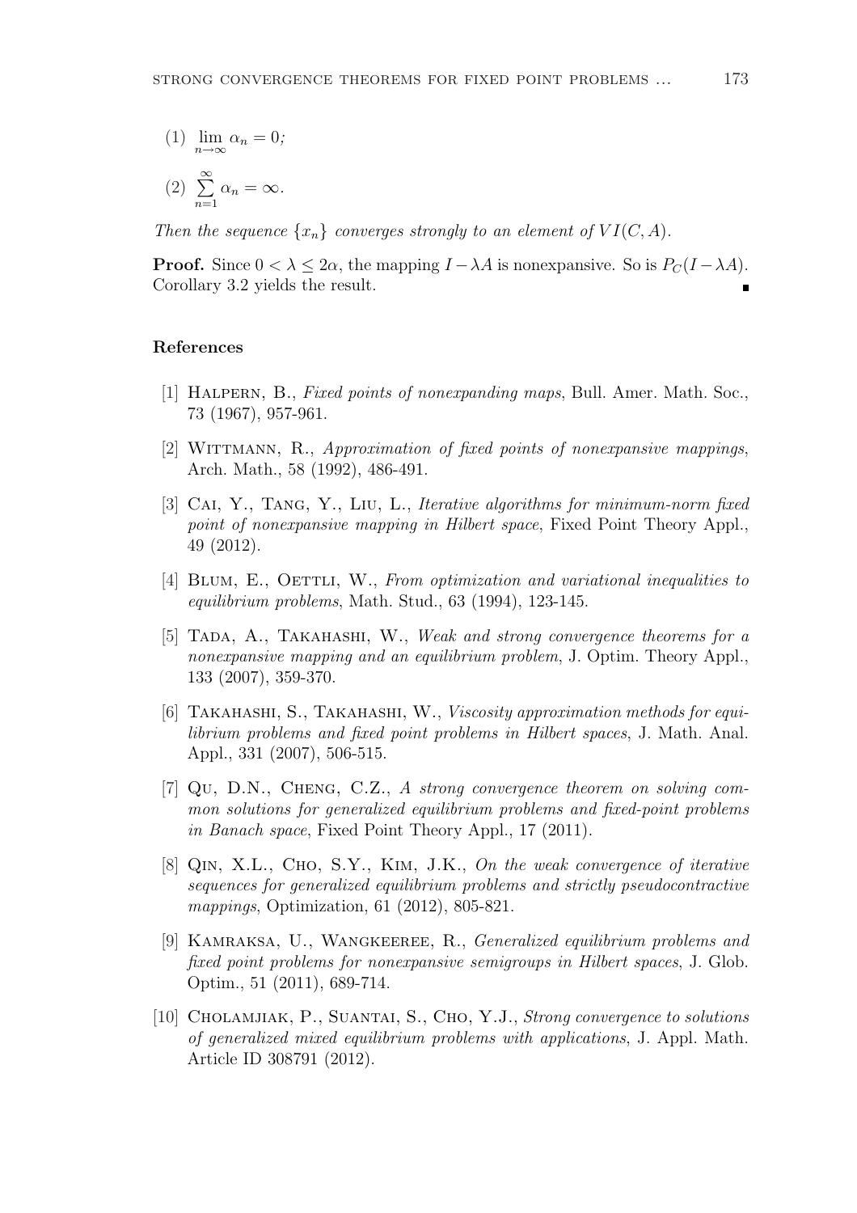(1) $\lim_{n\to\infty} \alpha_n = 0$;

(2) $\sum_{n=1}^{\infty} \alpha_n = \infty$.

*Then the sequence $\{x_n\}$ converges strongly to an element of $VI(C, A)$.*

**Proof.** Since $0 < \lambda \leq 2\alpha$, the mapping $I - \lambda A$ is nonexpansive. So is $P_C(I - \lambda A)$. Corollary 3.2 yields the result. ∎

## References

[1] Halpern, B., *Fixed points of nonexpanding maps*, Bull. Amer. Math. Soc., 73 (1967), 957-961.

[2] Wittmann, R., *Approximation of fixed points of nonexpansive mappings*, Arch. Math., 58 (1992), 486-491.

[3] Cai, Y., Tang, Y., Liu, L., *Iterative algorithms for minimum-norm fixed point of nonexpansive mapping in Hilbert space*, Fixed Point Theory Appl., 49 (2012).

[4] Blum, E., Oettli, W., *From optimization and variational inequalities to equilibrium problems*, Math. Stud., 63 (1994), 123-145.

[5] Tada, A., Takahashi, W., *Weak and strong convergence theorems for a nonexpansive mapping and an equilibrium problem*, J. Optim. Theory Appl., 133 (2007), 359-370.

[6] Takahashi, S., Takahashi, W., *Viscosity approximation methods for equilibrium problems and fixed point problems in Hilbert spaces*, J. Math. Anal. Appl., 331 (2007), 506-515.

[7] Qu, D.N., Cheng, C.Z., *A strong convergence theorem on solving common solutions for generalized equilibrium problems and fixed-point problems in Banach space*, Fixed Point Theory Appl., 17 (2011).

[8] Qin, X.L., Cho, S.Y., Kim, J.K., *On the weak convergence of iterative sequences for generalized equilibrium problems and strictly pseudocontractive mappings*, Optimization, 61 (2012), 805-821.

[9] Kamraksa, U., Wangkeeree, R., *Generalized equilibrium problems and fixed point problems for nonexpansive semigroups in Hilbert spaces*, J. Glob. Optim., 51 (2011), 689-714.

[10] Cholamjiak, P., Suantai, S., Cho, Y.J., *Strong convergence to solutions of generalized mixed equilibrium problems with applications*, J. Appl. Math. Article ID 308791 (2012).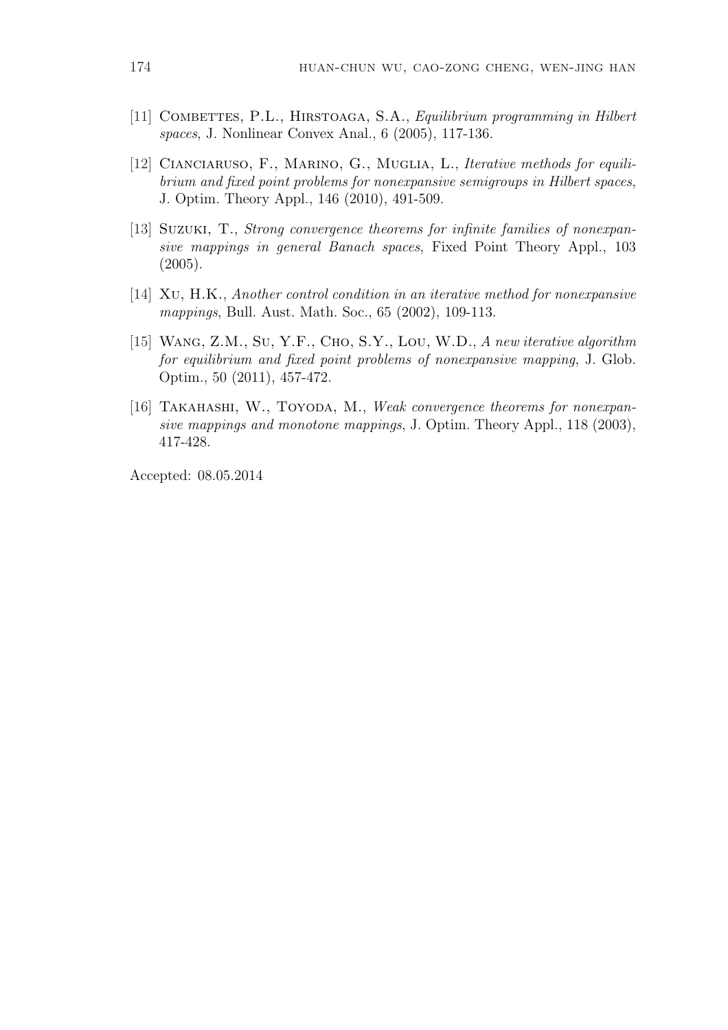[11] Combettes, P.L., Hirstoaga, S.A., *Equilibrium programming in Hilbert spaces*, J. Nonlinear Convex Anal., 6 (2005), 117-136.

[12] Cianciaruso, F., Marino, G., Muglia, L., *Iterative methods for equilibrium and fixed point problems for nonexpansive semigroups in Hilbert spaces*, J. Optim. Theory Appl., 146 (2010), 491-509.

[13] Suzuki, T., *Strong convergence theorems for infinite families of nonexpansive mappings in general Banach spaces*, Fixed Point Theory Appl., 103 (2005).

[14] Xu, H.K., *Another control condition in an iterative method for nonexpansive mappings*, Bull. Aust. Math. Soc., 65 (2002), 109-113.

[15] Wang, Z.M., Su, Y.F., Cho, S.Y., Lou, W.D., *A new iterative algorithm for equilibrium and fixed point problems of nonexpansive mapping*, J. Glob. Optim., 50 (2011), 457-472.

[16] Takahashi, W., Toyoda, M., *Weak convergence theorems for nonexpansive mappings and monotone mappings*, J. Optim. Theory Appl., 118 (2003), 417-428.

Accepted: 08.05.2014